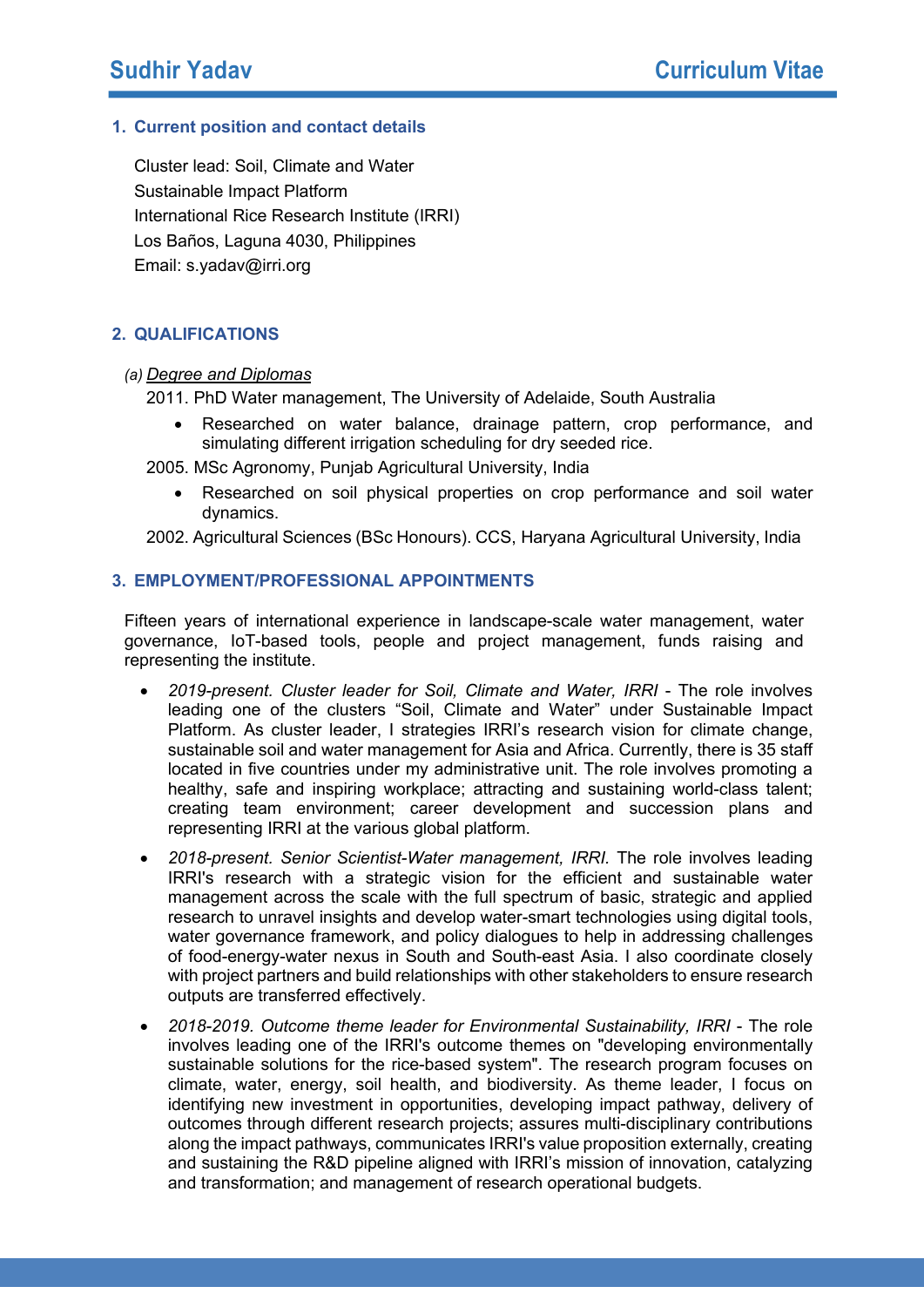# Sudhir Yadav — Curriculum Vitae

## 1. Current position and contact details

Cluster lead: Soil, Climate and Water
Sustainable Impact Platform
International Rice Research Institute (IRRI)
Los Baños, Laguna 4030, Philippines
Email: s.yadav@irri.org

## 2. QUALIFICATIONS

*(a)* *Degree and Diplomas*

2011. PhD Water management, The University of Adelaide, South Australia

- Researched on water balance, drainage pattern, crop performance, and simulating different irrigation scheduling for dry seeded rice.

2005. MSc Agronomy, Punjab Agricultural University, India

- Researched on soil physical properties on crop performance and soil water dynamics.

2002. Agricultural Sciences (BSc Honours). CCS, Haryana Agricultural University, India

## 3. EMPLOYMENT/PROFESSIONAL APPOINTMENTS

Fifteen years of international experience in landscape-scale water management, water governance, IoT-based tools, people and project management, funds raising and representing the institute.

- *2019-present. Cluster leader for Soil, Climate and Water, IRRI* - The role involves leading one of the clusters "Soil, Climate and Water" under Sustainable Impact Platform. As cluster leader, I strategies IRRI's research vision for climate change, sustainable soil and water management for Asia and Africa. Currently, there is 35 staff located in five countries under my administrative unit. The role involves promoting a healthy, safe and inspiring workplace; attracting and sustaining world-class talent; creating team environment; career development and succession plans and representing IRRI at the various global platform.
- *2018-present. Senior Scientist-Water management, IRRI.* The role involves leading IRRI's research with a strategic vision for the efficient and sustainable water management across the scale with the full spectrum of basic, strategic and applied research to unravel insights and develop water-smart technologies using digital tools, water governance framework, and policy dialogues to help in addressing challenges of food-energy-water nexus in South and South-east Asia. I also coordinate closely with project partners and build relationships with other stakeholders to ensure research outputs are transferred effectively.
- *2018-2019. Outcome theme leader for Environmental Sustainability, IRRI* - The role involves leading one of the IRRI's outcome themes on "developing environmentally sustainable solutions for the rice-based system". The research program focuses on climate, water, energy, soil health, and biodiversity. As theme leader, I focus on identifying new investment in opportunities, developing impact pathway, delivery of outcomes through different research projects; assures multi-disciplinary contributions along the impact pathways, communicates IRRI's value proposition externally, creating and sustaining the R&D pipeline aligned with IRRI's mission of innovation, catalyzing and transformation; and management of research operational budgets.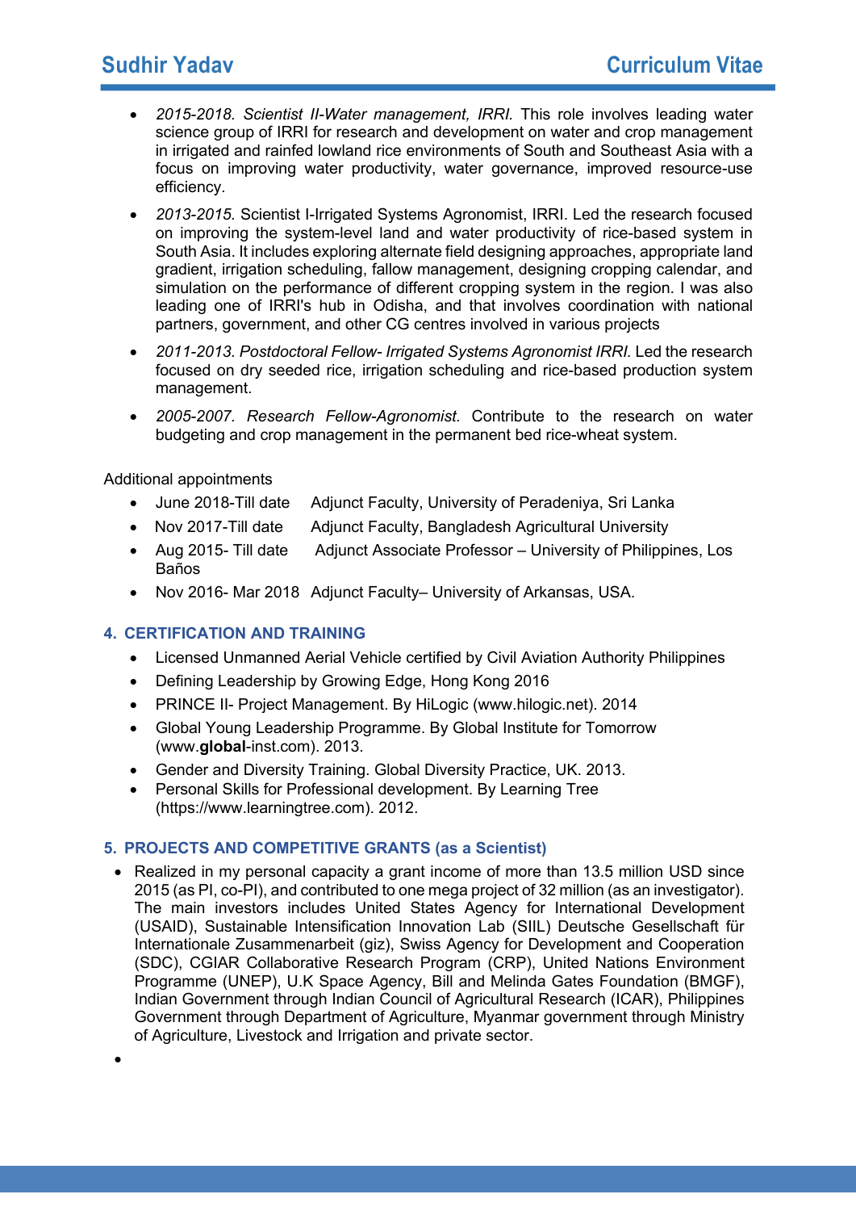- *2015-2018. Scientist II-Water management, IRRI.* This role involves leading water science group of IRRI for research and development on water and crop management in irrigated and rainfed lowland rice environments of South and Southeast Asia with a focus on improving water productivity, water governance, improved resource-use efficiency.
- *2013-2015.* Scientist I-Irrigated Systems Agronomist, IRRI. Led the research focused on improving the system-level land and water productivity of rice-based system in South Asia. It includes exploring alternate field designing approaches, appropriate land gradient, irrigation scheduling, fallow management, designing cropping calendar, and simulation on the performance of different cropping system in the region. I was also leading one of IRRI's hub in Odisha, and that involves coordination with national partners, government, and other CG centres involved in various projects
- *2011-2013. Postdoctoral Fellow- Irrigated Systems Agronomist IRRI.* Led the research focused on dry seeded rice, irrigation scheduling and rice-based production system management.
- *2005-2007. Research Fellow-Agronomist.* Contribute to the research on water budgeting and crop management in the permanent bed rice-wheat system.

Additional appointments

- June 2018-Till date  Adjunct Faculty, University of Peradeniya, Sri Lanka
- Nov 2017-Till date  Adjunct Faculty, Bangladesh Agricultural University
- Aug 2015- Till date  Adjunct Associate Professor – University of Philippines, Los Baños
- Nov 2016- Mar 2018  Adjunct Faculty– University of Arkansas, USA.

## 4. CERTIFICATION AND TRAINING

- Licensed Unmanned Aerial Vehicle certified by Civil Aviation Authority Philippines
- Defining Leadership by Growing Edge, Hong Kong 2016
- PRINCE II- Project Management. By HiLogic (www.hilogic.net). 2014
- Global Young Leadership Programme. By Global Institute for Tomorrow (www.**global**-inst.com). 2013.
- Gender and Diversity Training. Global Diversity Practice, UK. 2013.
- Personal Skills for Professional development. By Learning Tree (https://www.learningtree.com). 2012.

## 5. PROJECTS AND COMPETITIVE GRANTS (as a Scientist)

- Realized in my personal capacity a grant income of more than 13.5 million USD since 2015 (as PI, co-PI), and contributed to one mega project of 32 million (as an investigator). The main investors includes United States Agency for International Development (USAID), Sustainable Intensification Innovation Lab (SIIL) Deutsche Gesellschaft für Internationale Zusammenarbeit (giz), Swiss Agency for Development and Cooperation (SDC), CGIAR Collaborative Research Program (CRP), United Nations Environment Programme (UNEP), U.K Space Agency, Bill and Melinda Gates Foundation (BMGF), Indian Government through Indian Council of Agricultural Research (ICAR), Philippines Government through Department of Agriculture, Myanmar government through Ministry of Agriculture, Livestock and Irrigation and private sector.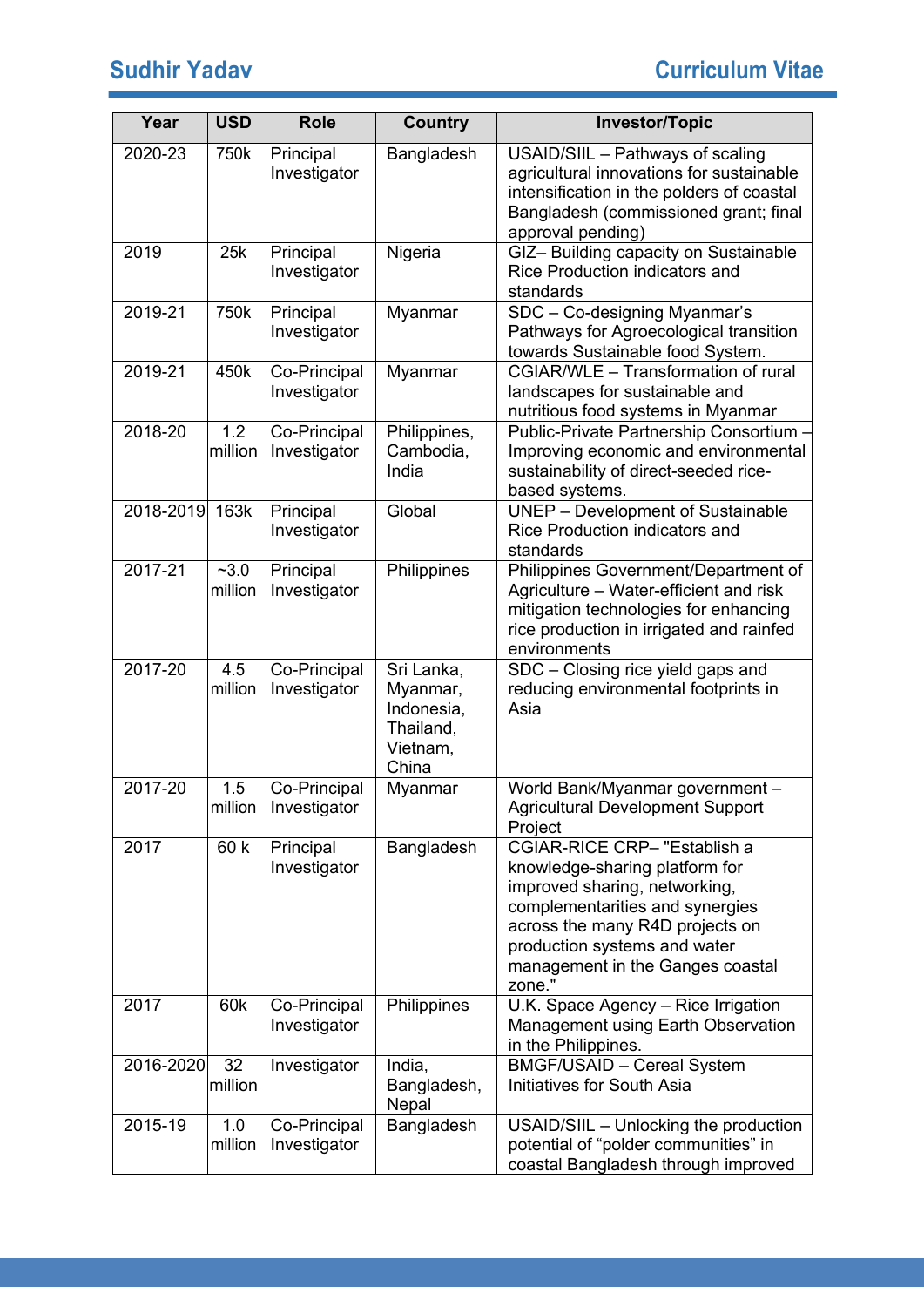| Year | USD | Role | Country | Investor/Topic |
|---|---|---|---|---|
| 2020-23 | 750k | Principal Investigator | Bangladesh | USAID/SIIL – Pathways of scaling agricultural innovations for sustainable intensification in the polders of coastal Bangladesh (commissioned grant; final approval pending) |
| 2019 | 25k | Principal Investigator | Nigeria | GIZ– Building capacity on Sustainable Rice Production indicators and standards |
| 2019-21 | 750k | Principal Investigator | Myanmar | SDC – Co-designing Myanmar's Pathways for Agroecological transition towards Sustainable food System. |
| 2019-21 | 450k | Co-Principal Investigator | Myanmar | CGIAR/WLE – Transformation of rural landscapes for sustainable and nutritious food systems in Myanmar |
| 2018-20 | 1.2 million | Co-Principal Investigator | Philippines, Cambodia, India | Public-Private Partnership Consortium – Improving economic and environmental sustainability of direct-seeded rice-based systems. |
| 2018-2019 | 163k | Principal Investigator | Global | UNEP – Development of Sustainable Rice Production indicators and standards |
| 2017-21 | ~3.0 million | Principal Investigator | Philippines | Philippines Government/Department of Agriculture – Water-efficient and risk mitigation technologies for enhancing rice production in irrigated and rainfed environments |
| 2017-20 | 4.5 million | Co-Principal Investigator | Sri Lanka, Myanmar, Indonesia, Thailand, Vietnam, China | SDC – Closing rice yield gaps and reducing environmental footprints in Asia |
| 2017-20 | 1.5 million | Co-Principal Investigator | Myanmar | World Bank/Myanmar government – Agricultural Development Support Project |
| 2017 | 60 k | Principal Investigator | Bangladesh | CGIAR-RICE CRP– "Establish a knowledge-sharing platform for improved sharing, networking, complementarities and synergies across the many R4D projects on production systems and water management in the Ganges coastal zone." |
| 2017 | 60k | Co-Principal Investigator | Philippines | U.K. Space Agency – Rice Irrigation Management using Earth Observation in the Philippines. |
| 2016-2020 | 32 million | Investigator | India, Bangladesh, Nepal | BMGF/USAID – Cereal System Initiatives for South Asia |
| 2015-19 | 1.0 million | Co-Principal Investigator | Bangladesh | USAID/SIIL – Unlocking the production potential of "polder communities" in coastal Bangladesh through improved |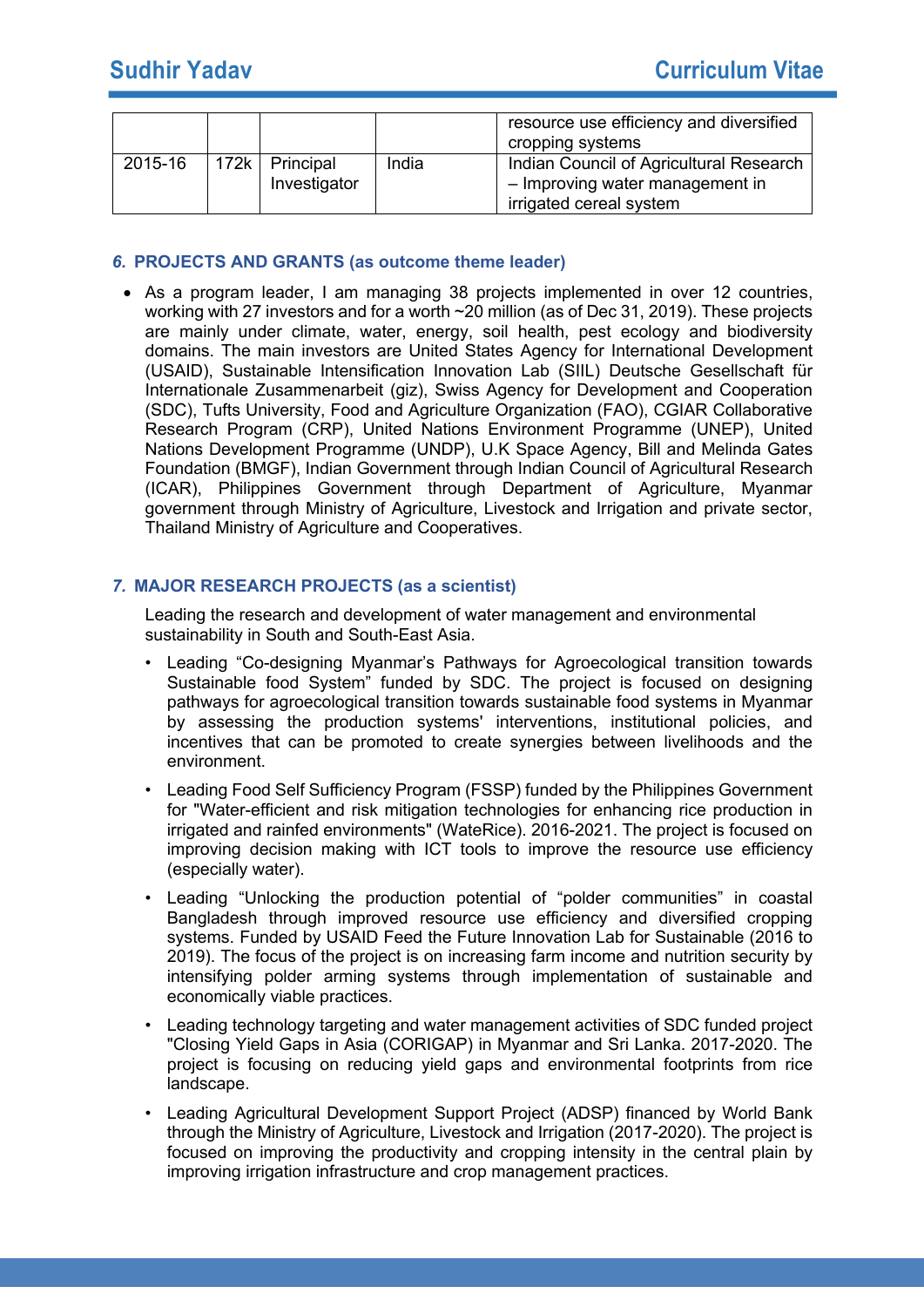| | | | | resource use efficiency and diversified cropping systems |
|---|---|---|---|---|
| 2015-16 | 172k | Principal Investigator | India | Indian Council of Agricultural Research – Improving water management in irrigated cereal system |

### *6.* PROJECTS AND GRANTS (as outcome theme leader)

- As a program leader, I am managing 38 projects implemented in over 12 countries, working with 27 investors and for a worth ~20 million (as of Dec 31, 2019). These projects are mainly under climate, water, energy, soil health, pest ecology and biodiversity domains. The main investors are United States Agency for International Development (USAID), Sustainable Intensification Innovation Lab (SIIL) Deutsche Gesellschaft für Internationale Zusammenarbeit (giz), Swiss Agency for Development and Cooperation (SDC), Tufts University, Food and Agriculture Organization (FAO), CGIAR Collaborative Research Program (CRP), United Nations Environment Programme (UNEP), United Nations Development Programme (UNDP), U.K Space Agency, Bill and Melinda Gates Foundation (BMGF), Indian Government through Indian Council of Agricultural Research (ICAR), Philippines Government through Department of Agriculture, Myanmar government through Ministry of Agriculture, Livestock and Irrigation and private sector, Thailand Ministry of Agriculture and Cooperatives.

### *7.* MAJOR RESEARCH PROJECTS (as a scientist)

Leading the research and development of water management and environmental sustainability in South and South-East Asia.

- Leading "Co-designing Myanmar's Pathways for Agroecological transition towards Sustainable food System" funded by SDC. The project is focused on designing pathways for agroecological transition towards sustainable food systems in Myanmar by assessing the production systems' interventions, institutional policies, and incentives that can be promoted to create synergies between livelihoods and the environment.
- Leading Food Self Sufficiency Program (FSSP) funded by the Philippines Government for "Water-efficient and risk mitigation technologies for enhancing rice production in irrigated and rainfed environments" (WateRice). 2016-2021. The project is focused on improving decision making with ICT tools to improve the resource use efficiency (especially water).
- Leading "Unlocking the production potential of "polder communities" in coastal Bangladesh through improved resource use efficiency and diversified cropping systems. Funded by USAID Feed the Future Innovation Lab for Sustainable (2016 to 2019). The focus of the project is on increasing farm income and nutrition security by intensifying polder arming systems through implementation of sustainable and economically viable practices.
- Leading technology targeting and water management activities of SDC funded project "Closing Yield Gaps in Asia (CORIGAP) in Myanmar and Sri Lanka. 2017-2020. The project is focusing on reducing yield gaps and environmental footprints from rice landscape.
- Leading Agricultural Development Support Project (ADSP) financed by World Bank through the Ministry of Agriculture, Livestock and Irrigation (2017-2020). The project is focused on improving the productivity and cropping intensity in the central plain by improving irrigation infrastructure and crop management practices.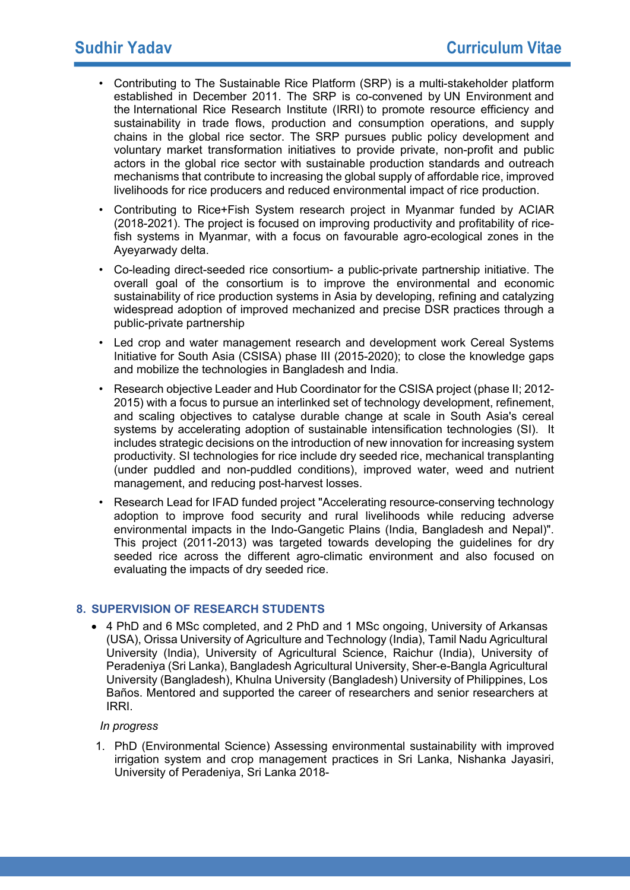- Contributing to The Sustainable Rice Platform (SRP) is a multi-stakeholder platform established in December 2011. The SRP is co-convened by UN Environment and the International Rice Research Institute (IRRI) to promote resource efficiency and sustainability in trade flows, production and consumption operations, and supply chains in the global rice sector. The SRP pursues public policy development and voluntary market transformation initiatives to provide private, non-profit and public actors in the global rice sector with sustainable production standards and outreach mechanisms that contribute to increasing the global supply of affordable rice, improved livelihoods for rice producers and reduced environmental impact of rice production.
- Contributing to Rice+Fish System research project in Myanmar funded by ACIAR (2018-2021). The project is focused on improving productivity and profitability of rice-fish systems in Myanmar, with a focus on favourable agro-ecological zones in the Ayeyarwady delta.
- Co-leading direct-seeded rice consortium- a public-private partnership initiative. The overall goal of the consortium is to improve the environmental and economic sustainability of rice production systems in Asia by developing, refining and catalyzing widespread adoption of improved mechanized and precise DSR practices through a public-private partnership
- Led crop and water management research and development work Cereal Systems Initiative for South Asia (CSISA) phase III (2015-2020); to close the knowledge gaps and mobilize the technologies in Bangladesh and India.
- Research objective Leader and Hub Coordinator for the CSISA project (phase II; 2012-2015) with a focus to pursue an interlinked set of technology development, refinement, and scaling objectives to catalyse durable change at scale in South Asia's cereal systems by accelerating adoption of sustainable intensification technologies (SI). It includes strategic decisions on the introduction of new innovation for increasing system productivity. SI technologies for rice include dry seeded rice, mechanical transplanting (under puddled and non-puddled conditions), improved water, weed and nutrient management, and reducing post-harvest losses.
- Research Lead for IFAD funded project "Accelerating resource-conserving technology adoption to improve food security and rural livelihoods while reducing adverse environmental impacts in the Indo-Gangetic Plains (India, Bangladesh and Nepal)". This project (2011-2013) was targeted towards developing the guidelines for dry seeded rice across the different agro-climatic environment and also focused on evaluating the impacts of dry seeded rice.

## 8. SUPERVISION OF RESEARCH STUDENTS

- 4 PhD and 6 MSc completed, and 2 PhD and 1 MSc ongoing, University of Arkansas (USA), Orissa University of Agriculture and Technology (India), Tamil Nadu Agricultural University (India), University of Agricultural Science, Raichur (India), University of Peradeniya (Sri Lanka), Bangladesh Agricultural University, Sher-e-Bangla Agricultural University (Bangladesh), Khulna University (Bangladesh) University of Philippines, Los Baños. Mentored and supported the career of researchers and senior researchers at IRRI.

*In progress*

1. PhD (Environmental Science) Assessing environmental sustainability with improved irrigation system and crop management practices in Sri Lanka, Nishanka Jayasiri, University of Peradeniya, Sri Lanka 2018-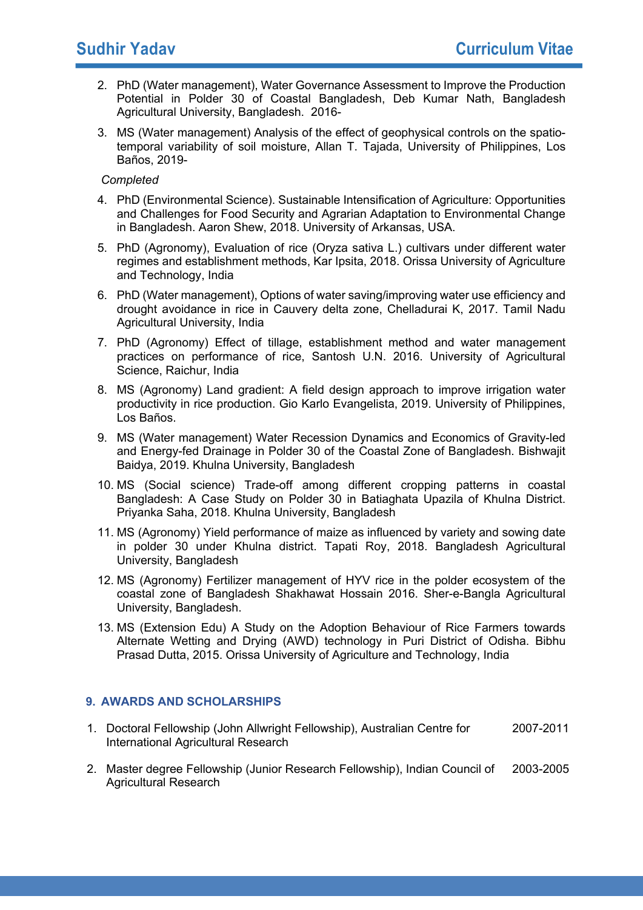2. PhD (Water management), Water Governance Assessment to Improve the Production Potential in Polder 30 of Coastal Bangladesh, Deb Kumar Nath, Bangladesh Agricultural University, Bangladesh. 2016-
3. MS (Water management) Analysis of the effect of geophysical controls on the spatio-temporal variability of soil moisture, Allan T. Tajada, University of Philippines, Los Baños, 2019-

*Completed*

4. PhD (Environmental Science). Sustainable Intensification of Agriculture: Opportunities and Challenges for Food Security and Agrarian Adaptation to Environmental Change in Bangladesh. Aaron Shew, 2018. University of Arkansas, USA.
5. PhD (Agronomy), Evaluation of rice (Oryza sativa L.) cultivars under different water regimes and establishment methods, Kar Ipsita, 2018. Orissa University of Agriculture and Technology, India
6. PhD (Water management), Options of water saving/improving water use efficiency and drought avoidance in rice in Cauvery delta zone, Chelladurai K, 2017. Tamil Nadu Agricultural University, India
7. PhD (Agronomy) Effect of tillage, establishment method and water management practices on performance of rice, Santosh U.N. 2016. University of Agricultural Science, Raichur, India
8. MS (Agronomy) Land gradient: A field design approach to improve irrigation water productivity in rice production. Gio Karlo Evangelista, 2019. University of Philippines, Los Baños.
9. MS (Water management) Water Recession Dynamics and Economics of Gravity-led and Energy-fed Drainage in Polder 30 of the Coastal Zone of Bangladesh. Bishwajit Baidya, 2019. Khulna University, Bangladesh
10. MS (Social science) Trade-off among different cropping patterns in coastal Bangladesh: A Case Study on Polder 30 in Batiaghata Upazila of Khulna District. Priyanka Saha, 2018. Khulna University, Bangladesh
11. MS (Agronomy) Yield performance of maize as influenced by variety and sowing date in polder 30 under Khulna district. Tapati Roy, 2018. Bangladesh Agricultural University, Bangladesh
12. MS (Agronomy) Fertilizer management of HYV rice in the polder ecosystem of the coastal zone of Bangladesh Shakhawat Hossain 2016. Sher-e-Bangla Agricultural University, Bangladesh.
13. MS (Extension Edu) A Study on the Adoption Behaviour of Rice Farmers towards Alternate Wetting and Drying (AWD) technology in Puri District of Odisha. Bibhu Prasad Dutta, 2015. Orissa University of Agriculture and Technology, India

## 9. AWARDS AND SCHOLARSHIPS

1. Doctoral Fellowship (John Allwright Fellowship), Australian Centre for International Agricultural Research — 2007-2011
2. Master degree Fellowship (Junior Research Fellowship), Indian Council of Agricultural Research — 2003-2005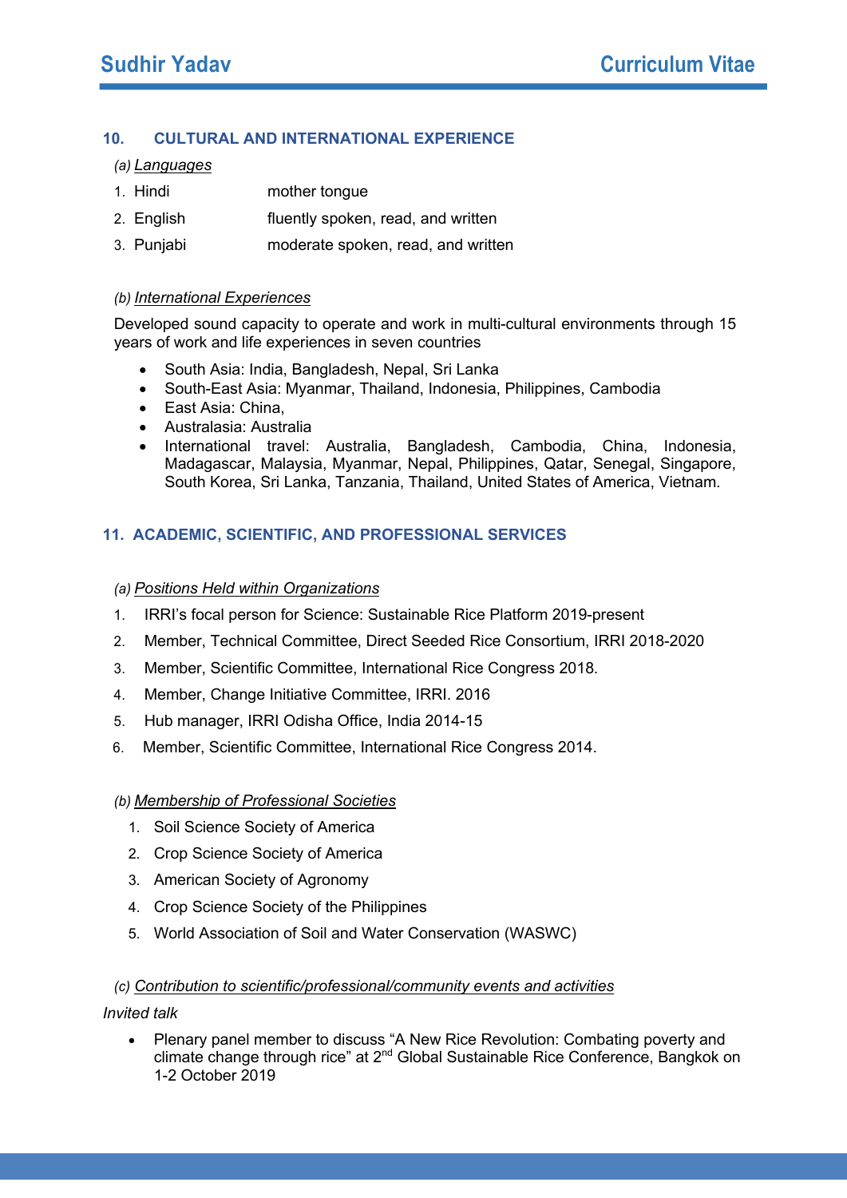## 10. CULTURAL AND INTERNATIONAL EXPERIENCE

*(a) Languages*

1. Hindi — mother tongue
2. English — fluently spoken, read, and written
3. Punjabi — moderate spoken, read, and written

*(b) International Experiences*

Developed sound capacity to operate and work in multi-cultural environments through 15 years of work and life experiences in seven countries

- South Asia: India, Bangladesh, Nepal, Sri Lanka
- South-East Asia: Myanmar, Thailand, Indonesia, Philippines, Cambodia
- East Asia: China,
- Australasia: Australia
- International travel: Australia, Bangladesh, Cambodia, China, Indonesia, Madagascar, Malaysia, Myanmar, Nepal, Philippines, Qatar, Senegal, Singapore, South Korea, Sri Lanka, Tanzania, Thailand, United States of America, Vietnam.

## 11. ACADEMIC, SCIENTIFIC, AND PROFESSIONAL SERVICES

*(a) Positions Held within Organizations*

1. IRRI's focal person for Science: Sustainable Rice Platform 2019-present
2. Member, Technical Committee, Direct Seeded Rice Consortium, IRRI 2018-2020
3. Member, Scientific Committee, International Rice Congress 2018.
4. Member, Change Initiative Committee, IRRI. 2016
5. Hub manager, IRRI Odisha Office, India 2014-15
6. Member, Scientific Committee, International Rice Congress 2014.

*(b) Membership of Professional Societies*

1. Soil Science Society of America
2. Crop Science Society of America
3. American Society of Agronomy
4. Crop Science Society of the Philippines
5. World Association of Soil and Water Conservation (WASWC)

*(c) Contribution to scientific/professional/community events and activities*

*Invited talk*

- Plenary panel member to discuss "A New Rice Revolution: Combating poverty and climate change through rice" at 2nd Global Sustainable Rice Conference, Bangkok on 1-2 October 2019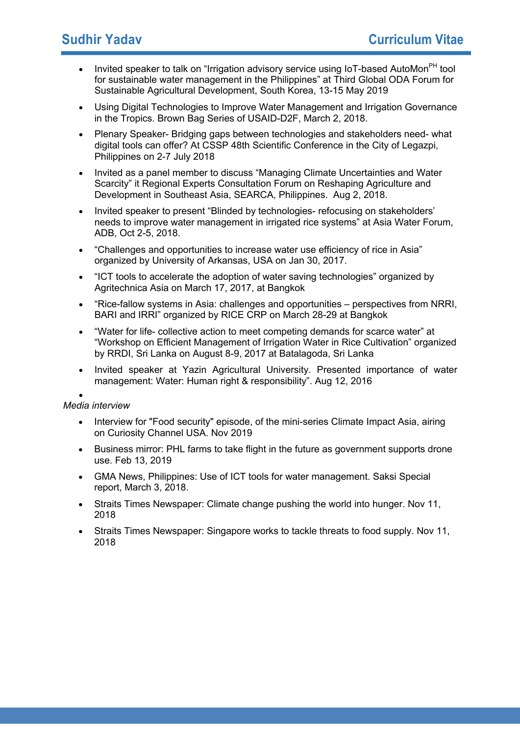- Invited speaker to talk on “Irrigation advisory service using IoT-based AutoMon$^{PH}$ tool for sustainable water management in the Philippines” at Third Global ODA Forum for Sustainable Agricultural Development, South Korea, 13-15 May 2019
- Using Digital Technologies to Improve Water Management and Irrigation Governance in the Tropics. Brown Bag Series of USAID-D2F, March 2, 2018.
- Plenary Speaker- Bridging gaps between technologies and stakeholders need- what digital tools can offer? At CSSP 48th Scientific Conference in the City of Legazpi, Philippines on 2-7 July 2018
- Invited as a panel member to discuss “Managing Climate Uncertainties and Water Scarcity” it Regional Experts Consultation Forum on Reshaping Agriculture and Development in Southeast Asia, SEARCA, Philippines. Aug 2, 2018.
- Invited speaker to present “Blinded by technologies- refocusing on stakeholders' needs to improve water management in irrigated rice systems” at Asia Water Forum, ADB, Oct 2-5, 2018.
- “Challenges and opportunities to increase water use efficiency of rice in Asia” organized by University of Arkansas, USA on Jan 30, 2017.
- “ICT tools to accelerate the adoption of water saving technologies” organized by Agritechnica Asia on March 17, 2017, at Bangkok
- “Rice-fallow systems in Asia: challenges and opportunities – perspectives from NRRI, BARI and IRRI” organized by RICE CRP on March 28-29 at Bangkok
- “Water for life- collective action to meet competing demands for scarce water” at “Workshop on Efficient Management of Irrigation Water in Rice Cultivation” organized by RRDI, Sri Lanka on August 8-9, 2017 at Batalagoda, Sri Lanka
- Invited speaker at Yazin Agricultural University. Presented importance of water management: Water: Human right & responsibility”. Aug 12, 2016

*Media interview*

- Interview for "Food security" episode, of the mini-series Climate Impact Asia, airing on Curiosity Channel USA. Nov 2019
- Business mirror: PHL farms to take flight in the future as government supports drone use. Feb 13, 2019
- GMA News, Philippines: Use of ICT tools for water management. Saksi Special report, March 3, 2018.
- Straits Times Newspaper: Climate change pushing the world into hunger. Nov 11, 2018
- Straits Times Newspaper: Singapore works to tackle threats to food supply. Nov 11, 2018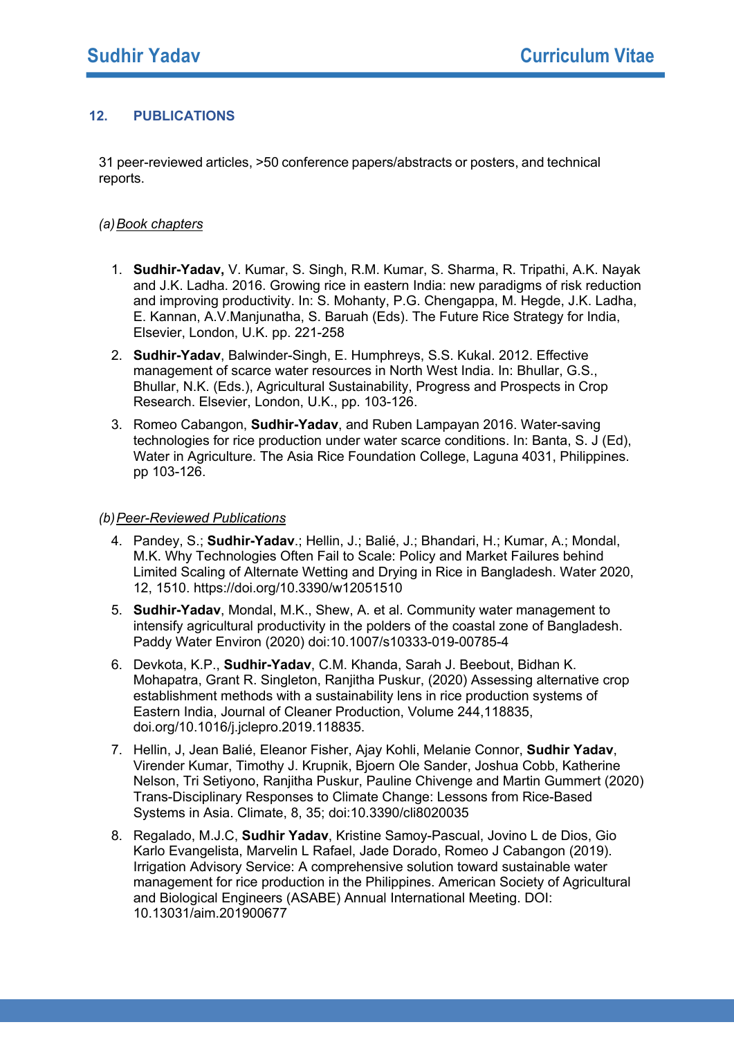## 12. PUBLICATIONS

31 peer-reviewed articles, >50 conference papers/abstracts or posters, and technical reports.

*(a) Book chapters*

1. **Sudhir-Yadav,** V. Kumar, S. Singh, R.M. Kumar, S. Sharma, R. Tripathi, A.K. Nayak and J.K. Ladha. 2016. Growing rice in eastern India: new paradigms of risk reduction and improving productivity. In: S. Mohanty, P.G. Chengappa, M. Hegde, J.K. Ladha, E. Kannan, A.V.Manjunatha, S. Baruah (Eds). The Future Rice Strategy for India, Elsevier, London, U.K. pp. 221-258
2. **Sudhir-Yadav**, Balwinder-Singh, E. Humphreys, S.S. Kukal. 2012. Effective management of scarce water resources in North West India. In: Bhullar, G.S., Bhullar, N.K. (Eds.), Agricultural Sustainability, Progress and Prospects in Crop Research. Elsevier, London, U.K., pp. 103-126.
3. Romeo Cabangon, **Sudhir-Yadav**, and Ruben Lampayan 2016. Water-saving technologies for rice production under water scarce conditions. In: Banta, S. J (Ed), Water in Agriculture. The Asia Rice Foundation College, Laguna 4031, Philippines. pp 103-126.

*(b) Peer-Reviewed Publications*

4. Pandey, S.; **Sudhir-Yadav**.; Hellin, J.; Balié, J.; Bhandari, H.; Kumar, A.; Mondal, M.K. Why Technologies Often Fail to Scale: Policy and Market Failures behind Limited Scaling of Alternate Wetting and Drying in Rice in Bangladesh. Water 2020, 12, 1510. https://doi.org/10.3390/w12051510
5. **Sudhir-Yadav**, Mondal, M.K., Shew, A. et al. Community water management to intensify agricultural productivity in the polders of the coastal zone of Bangladesh. Paddy Water Environ (2020) doi:10.1007/s10333-019-00785-4
6. Devkota, K.P., **Sudhir-Yadav**, C.M. Khanda, Sarah J. Beebout, Bidhan K. Mohapatra, Grant R. Singleton, Ranjitha Puskur, (2020) Assessing alternative crop establishment methods with a sustainability lens in rice production systems of Eastern India, Journal of Cleaner Production, Volume 244,118835, doi.org/10.1016/j.jclepro.2019.118835.
7. Hellin, J, Jean Balié, Eleanor Fisher, Ajay Kohli, Melanie Connor, **Sudhir Yadav**, Virender Kumar, Timothy J. Krupnik, Bjoern Ole Sander, Joshua Cobb, Katherine Nelson, Tri Setiyono, Ranjitha Puskur, Pauline Chivenge and Martin Gummert (2020) Trans-Disciplinary Responses to Climate Change: Lessons from Rice-Based Systems in Asia. Climate, 8, 35; doi:10.3390/cli8020035
8. Regalado, M.J.C, **Sudhir Yadav**, Kristine Samoy-Pascual, Jovino L de Dios, Gio Karlo Evangelista, Marvelin L Rafael, Jade Dorado, Romeo J Cabangon (2019). Irrigation Advisory Service: A comprehensive solution toward sustainable water management for rice production in the Philippines. American Society of Agricultural and Biological Engineers (ASABE) Annual International Meeting. DOI: 10.13031/aim.201900677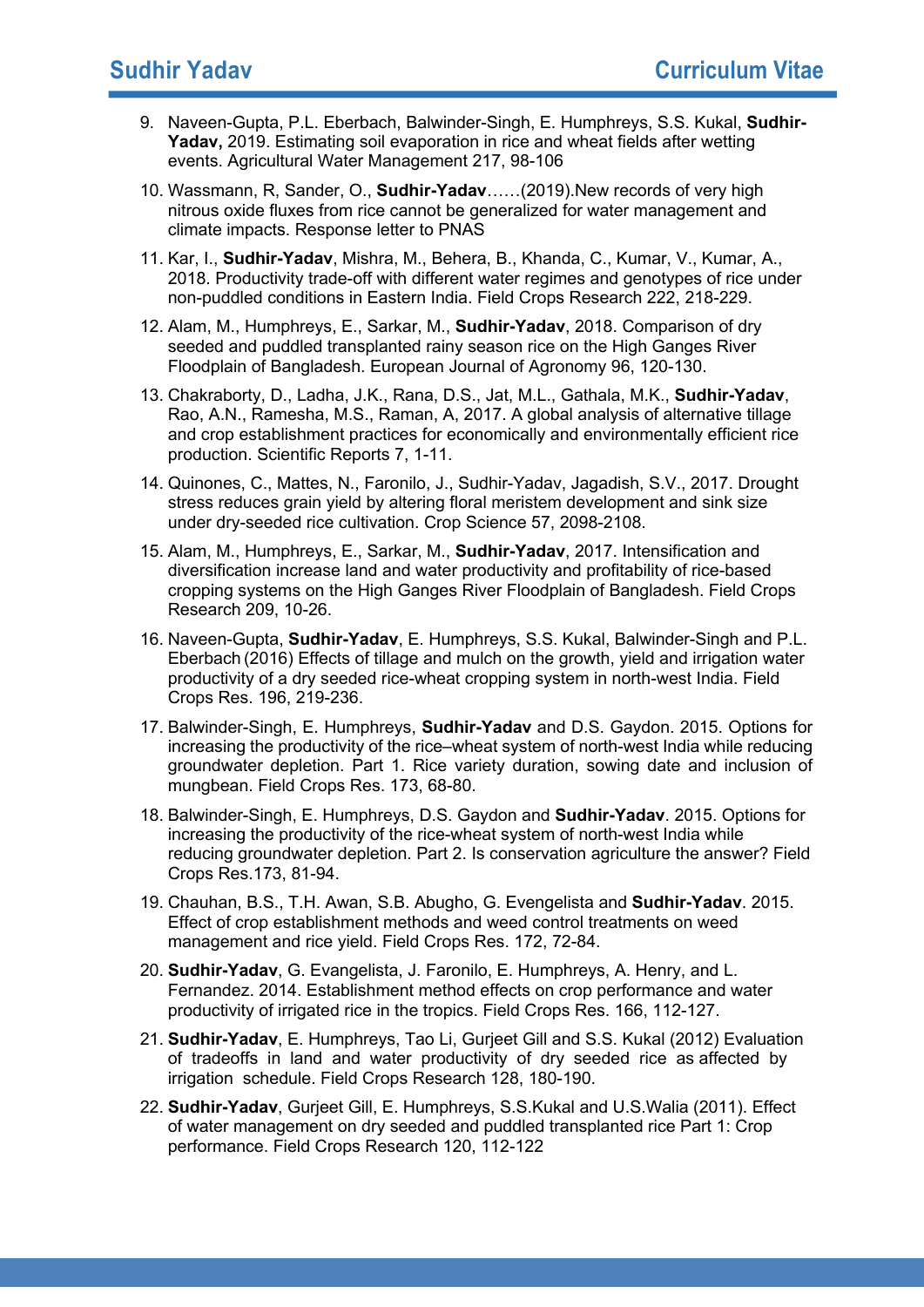9. Naveen-Gupta, P.L. Eberbach, Balwinder-Singh, E. Humphreys, S.S. Kukal, **Sudhir-Yadav,** 2019. Estimating soil evaporation in rice and wheat fields after wetting events. Agricultural Water Management 217, 98-106

10. Wassmann, R, Sander, O., **Sudhir-Yadav**……(2019).New records of very high nitrous oxide fluxes from rice cannot be generalized for water management and climate impacts. Response letter to PNAS

11. Kar, I., **Sudhir-Yadav**, Mishra, M., Behera, B., Khanda, C., Kumar, V., Kumar, A., 2018. Productivity trade-off with different water regimes and genotypes of rice under non-puddled conditions in Eastern India. Field Crops Research 222, 218-229.

12. Alam, M., Humphreys, E., Sarkar, M., **Sudhir-Yadav**, 2018. Comparison of dry seeded and puddled transplanted rainy season rice on the High Ganges River Floodplain of Bangladesh. European Journal of Agronomy 96, 120-130.

13. Chakraborty, D., Ladha, J.K., Rana, D.S., Jat, M.L., Gathala, M.K., **Sudhir-Yadav**, Rao, A.N., Ramesha, M.S., Raman, A, 2017. A global analysis of alternative tillage and crop establishment practices for economically and environmentally efficient rice production. Scientific Reports 7, 1-11.

14. Quinones, C., Mattes, N., Faronilo, J., Sudhir-Yadav, Jagadish, S.V., 2017. Drought stress reduces grain yield by altering floral meristem development and sink size under dry-seeded rice cultivation. Crop Science 57, 2098-2108.

15. Alam, M., Humphreys, E., Sarkar, M., **Sudhir-Yadav**, 2017. Intensification and diversification increase land and water productivity and profitability of rice-based cropping systems on the High Ganges River Floodplain of Bangladesh. Field Crops Research 209, 10-26.

16. Naveen-Gupta, **Sudhir-Yadav**, E. Humphreys, S.S. Kukal, Balwinder-Singh and P.L. Eberbach (2016) Effects of tillage and mulch on the growth, yield and irrigation water productivity of a dry seeded rice-wheat cropping system in north-west India. Field Crops Res. 196, 219-236.

17. Balwinder-Singh, E. Humphreys, **Sudhir-Yadav** and D.S. Gaydon. 2015. Options for increasing the productivity of the rice–wheat system of north-west India while reducing groundwater depletion. Part 1. Rice variety duration, sowing date and inclusion of mungbean. Field Crops Res. 173, 68-80.

18. Balwinder-Singh, E. Humphreys, D.S. Gaydon and **Sudhir-Yadav**. 2015. Options for increasing the productivity of the rice-wheat system of north-west India while reducing groundwater depletion. Part 2. Is conservation agriculture the answer? Field Crops Res.173, 81-94.

19. Chauhan, B.S., T.H. Awan, S.B. Abugho, G. Evengelista and **Sudhir-Yadav**. 2015. Effect of crop establishment methods and weed control treatments on weed management and rice yield. Field Crops Res. 172, 72-84.

20. **Sudhir-Yadav**, G. Evangelista, J. Faronilo, E. Humphreys, A. Henry, and L. Fernandez. 2014. Establishment method effects on crop performance and water productivity of irrigated rice in the tropics. Field Crops Res. 166, 112-127.

21. **Sudhir-Yadav**, E. Humphreys, Tao Li, Gurjeet Gill and S.S. Kukal (2012) Evaluation of tradeoffs in land and water productivity of dry seeded rice as affected by irrigation schedule. Field Crops Research 128, 180-190.

22. **Sudhir-Yadav**, Gurjeet Gill, E. Humphreys, S.S.Kukal and U.S.Walia (2011). Effect of water management on dry seeded and puddled transplanted rice Part 1: Crop performance. Field Crops Research 120, 112-122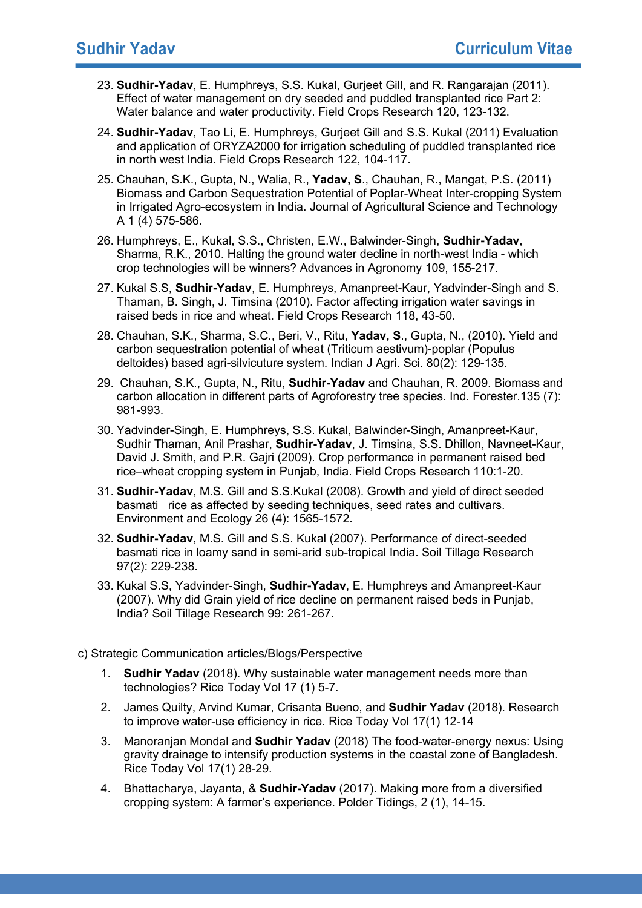23. **Sudhir-Yadav**, E. Humphreys, S.S. Kukal, Gurjeet Gill, and R. Rangarajan (2011). Effect of water management on dry seeded and puddled transplanted rice Part 2: Water balance and water productivity. Field Crops Research 120, 123-132.

24. **Sudhir-Yadav**, Tao Li, E. Humphreys, Gurjeet Gill and S.S. Kukal (2011) Evaluation and application of ORYZA2000 for irrigation scheduling of puddled transplanted rice in north west India. Field Crops Research 122, 104-117.

25. Chauhan, S.K., Gupta, N., Walia, R., **Yadav, S**., Chauhan, R., Mangat, P.S. (2011) Biomass and Carbon Sequestration Potential of Poplar-Wheat Inter-cropping System in Irrigated Agro-ecosystem in India. Journal of Agricultural Science and Technology A 1 (4) 575-586.

26. Humphreys, E., Kukal, S.S., Christen, E.W., Balwinder-Singh, **Sudhir-Yadav**, Sharma, R.K., 2010. Halting the ground water decline in north-west India - which crop technologies will be winners? Advances in Agronomy 109, 155-217.

27. Kukal S.S, **Sudhir-Yadav**, E. Humphreys, Amanpreet-Kaur, Yadvinder-Singh and S. Thaman, B. Singh, J. Timsina (2010). Factor affecting irrigation water savings in raised beds in rice and wheat. Field Crops Research 118, 43-50.

28. Chauhan, S.K., Sharma, S.C., Beri, V., Ritu, **Yadav, S**., Gupta, N., (2010). Yield and carbon sequestration potential of wheat (Triticum aestivum)-poplar (Populus deltoides) based agri-silvicuture system. Indian J Agri. Sci. 80(2): 129-135.

29. Chauhan, S.K., Gupta, N., Ritu, **Sudhir-Yadav** and Chauhan, R. 2009. Biomass and carbon allocation in different parts of Agroforestry tree species. Ind. Forester.135 (7): 981-993.

30. Yadvinder-Singh, E. Humphreys, S.S. Kukal, Balwinder-Singh, Amanpreet-Kaur, Sudhir Thaman, Anil Prashar, **Sudhir-Yadav**, J. Timsina, S.S. Dhillon, Navneet-Kaur, David J. Smith, and P.R. Gajri (2009). Crop performance in permanent raised bed rice–wheat cropping system in Punjab, India. Field Crops Research 110:1-20.

31. **Sudhir-Yadav**, M.S. Gill and S.S.Kukal (2008). Growth and yield of direct seeded basmati rice as affected by seeding techniques, seed rates and cultivars. Environment and Ecology 26 (4): 1565-1572.

32. **Sudhir-Yadav**, M.S. Gill and S.S. Kukal (2007). Performance of direct-seeded basmati rice in loamy sand in semi-arid sub-tropical India. Soil Tillage Research 97(2): 229-238.

33. Kukal S.S, Yadvinder-Singh, **Sudhir-Yadav**, E. Humphreys and Amanpreet-Kaur (2007). Why did Grain yield of rice decline on permanent raised beds in Punjab, India? Soil Tillage Research 99: 261-267.

c) Strategic Communication articles/Blogs/Perspective

1. **Sudhir Yadav** (2018). Why sustainable water management needs more than technologies? Rice Today Vol 17 (1) 5-7.

2. James Quilty, Arvind Kumar, Crisanta Bueno, and **Sudhir Yadav** (2018). Research to improve water-use efficiency in rice. Rice Today Vol 17(1) 12-14

3. Manoranjan Mondal and **Sudhir Yadav** (2018) The food-water-energy nexus: Using gravity drainage to intensify production systems in the coastal zone of Bangladesh. Rice Today Vol 17(1) 28-29.

4. Bhattacharya, Jayanta, & **Sudhir-Yadav** (2017). Making more from a diversified cropping system: A farmer's experience. Polder Tidings, 2 (1), 14-15.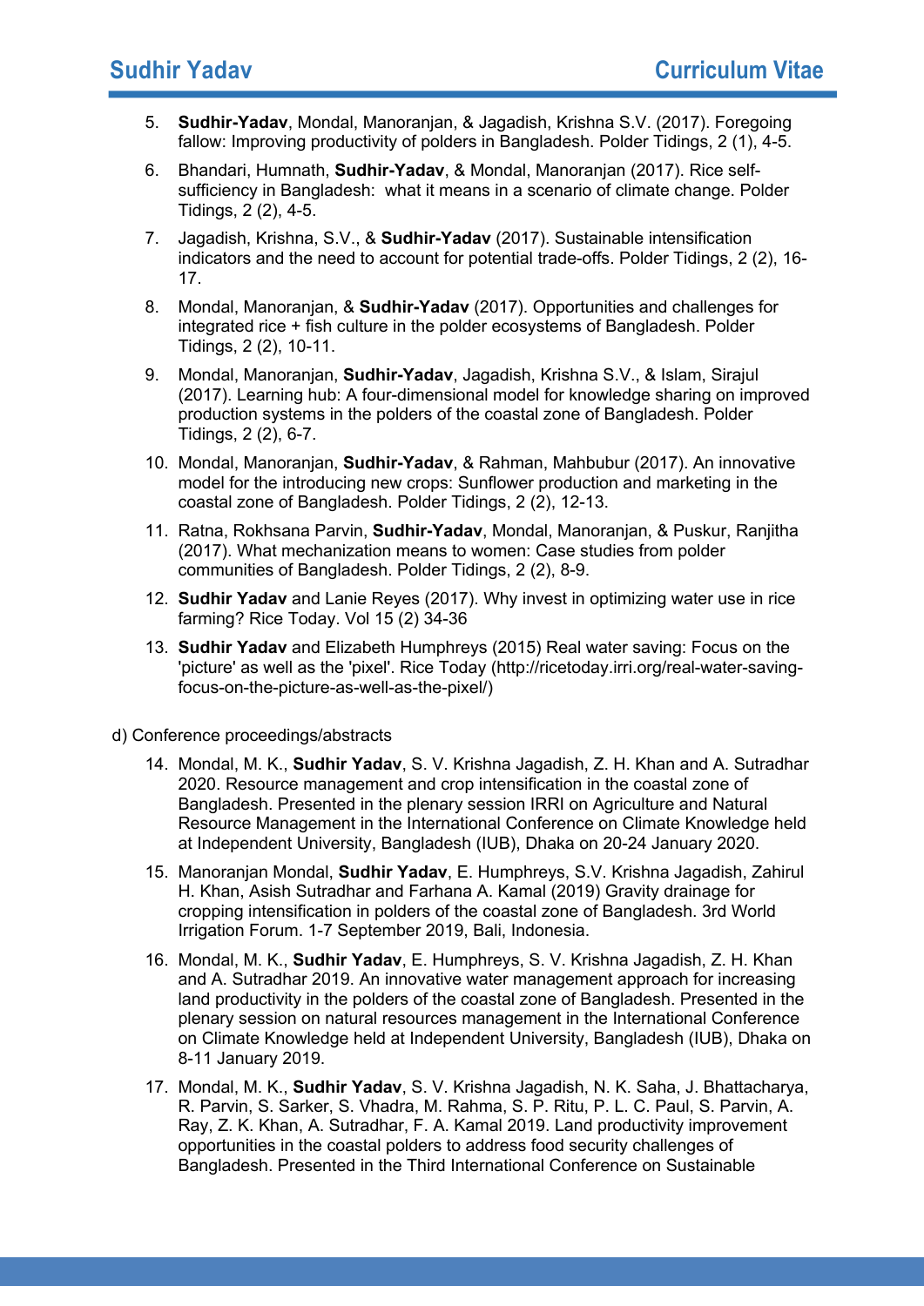5. **Sudhir-Yadav**, Mondal, Manoranjan, & Jagadish, Krishna S.V. (2017). Foregoing fallow: Improving productivity of polders in Bangladesh. Polder Tidings, 2 (1), 4-5.

6. Bhandari, Humnath, **Sudhir-Yadav**, & Mondal, Manoranjan (2017). Rice self-sufficiency in Bangladesh: what it means in a scenario of climate change. Polder Tidings, 2 (2), 4-5.

7. Jagadish, Krishna, S.V., & **Sudhir-Yadav** (2017). Sustainable intensification indicators and the need to account for potential trade-offs. Polder Tidings, 2 (2), 16-17.

8. Mondal, Manoranjan, & **Sudhir-Yadav** (2017). Opportunities and challenges for integrated rice + fish culture in the polder ecosystems of Bangladesh. Polder Tidings, 2 (2), 10-11.

9. Mondal, Manoranjan, **Sudhir-Yadav**, Jagadish, Krishna S.V., & Islam, Sirajul (2017). Learning hub: A four-dimensional model for knowledge sharing on improved production systems in the polders of the coastal zone of Bangladesh. Polder Tidings, 2 (2), 6-7.

10. Mondal, Manoranjan, **Sudhir-Yadav**, & Rahman, Mahbubur (2017). An innovative model for the introducing new crops: Sunflower production and marketing in the coastal zone of Bangladesh. Polder Tidings, 2 (2), 12-13.

11. Ratna, Rokhsana Parvin, **Sudhir-Yadav**, Mondal, Manoranjan, & Puskur, Ranjitha (2017). What mechanization means to women: Case studies from polder communities of Bangladesh. Polder Tidings, 2 (2), 8-9.

12. **Sudhir Yadav** and Lanie Reyes (2017). Why invest in optimizing water use in rice farming? Rice Today. Vol 15 (2) 34-36

13. **Sudhir Yadav** and Elizabeth Humphreys (2015) Real water saving: Focus on the 'picture' as well as the 'pixel'. Rice Today (http://ricetoday.irri.org/real-water-saving-focus-on-the-picture-as-well-as-the-pixel/)

d) Conference proceedings/abstracts

14. Mondal, M. K., **Sudhir Yadav**, S. V. Krishna Jagadish, Z. H. Khan and A. Sutradhar 2020. Resource management and crop intensification in the coastal zone of Bangladesh. Presented in the plenary session IRRI on Agriculture and Natural Resource Management in the International Conference on Climate Knowledge held at Independent University, Bangladesh (IUB), Dhaka on 20-24 January 2020.

15. Manoranjan Mondal, **Sudhir Yadav**, E. Humphreys, S.V. Krishna Jagadish, Zahirul H. Khan, Asish Sutradhar and Farhana A. Kamal (2019) Gravity drainage for cropping intensification in polders of the coastal zone of Bangladesh. 3rd World Irrigation Forum. 1-7 September 2019, Bali, Indonesia.

16. Mondal, M. K., **Sudhir Yadav**, E. Humphreys, S. V. Krishna Jagadish, Z. H. Khan and A. Sutradhar 2019. An innovative water management approach for increasing land productivity in the polders of the coastal zone of Bangladesh. Presented in the plenary session on natural resources management in the International Conference on Climate Knowledge held at Independent University, Bangladesh (IUB), Dhaka on 8-11 January 2019.

17. Mondal, M. K., **Sudhir Yadav**, S. V. Krishna Jagadish, N. K. Saha, J. Bhattacharya, R. Parvin, S. Sarker, S. Vhadra, M. Rahma, S. P. Ritu, P. L. C. Paul, S. Parvin, A. Ray, Z. K. Khan, A. Sutradhar, F. A. Kamal 2019. Land productivity improvement opportunities in the coastal polders to address food security challenges of Bangladesh. Presented in the Third International Conference on Sustainable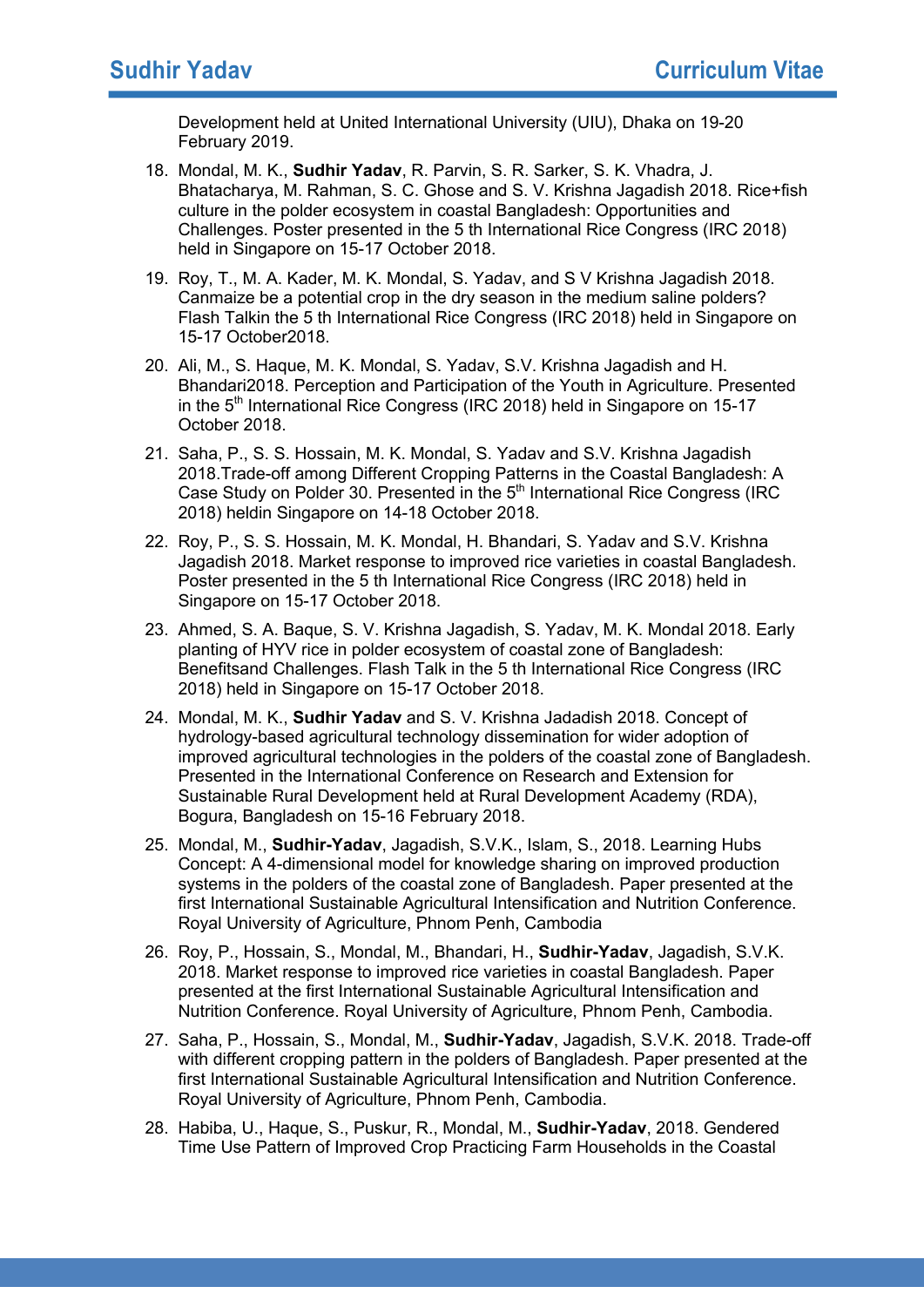Development held at United International University (UIU), Dhaka on 19-20 February 2019.

18. Mondal, M. K., **Sudhir Yadav**, R. Parvin, S. R. Sarker, S. K. Vhadra, J. Bhatacharya, M. Rahman, S. C. Ghose and S. V. Krishna Jagadish 2018. Rice+fish culture in the polder ecosystem in coastal Bangladesh: Opportunities and Challenges. Poster presented in the 5 th International Rice Congress (IRC 2018) held in Singapore on 15-17 October 2018.

19. Roy, T., M. A. Kader, M. K. Mondal, S. Yadav, and S V Krishna Jagadish 2018. Canmaize be a potential crop in the dry season in the medium saline polders? Flash Talkin the 5 th International Rice Congress (IRC 2018) held in Singapore on 15-17 October2018.

20. Ali, M., S. Haque, M. K. Mondal, S. Yadav, S.V. Krishna Jagadish and H. Bhandari2018. Perception and Participation of the Youth in Agriculture. Presented in the 5th International Rice Congress (IRC 2018) held in Singapore on 15-17 October 2018.

21. Saha, P., S. S. Hossain, M. K. Mondal, S. Yadav and S.V. Krishna Jagadish 2018.Trade-off among Different Cropping Patterns in the Coastal Bangladesh: A Case Study on Polder 30. Presented in the 5th International Rice Congress (IRC 2018) heldin Singapore on 14-18 October 2018.

22. Roy, P., S. S. Hossain, M. K. Mondal, H. Bhandari, S. Yadav and S.V. Krishna Jagadish 2018. Market response to improved rice varieties in coastal Bangladesh. Poster presented in the 5 th International Rice Congress (IRC 2018) held in Singapore on 15-17 October 2018.

23. Ahmed, S. A. Baque, S. V. Krishna Jagadish, S. Yadav, M. K. Mondal 2018. Early planting of HYV rice in polder ecosystem of coastal zone of Bangladesh: Benefitsand Challenges. Flash Talk in the 5 th International Rice Congress (IRC 2018) held in Singapore on 15-17 October 2018.

24. Mondal, M. K., **Sudhir Yadav** and S. V. Krishna Jadadish 2018. Concept of hydrology-based agricultural technology dissemination for wider adoption of improved agricultural technologies in the polders of the coastal zone of Bangladesh. Presented in the International Conference on Research and Extension for Sustainable Rural Development held at Rural Development Academy (RDA), Bogura, Bangladesh on 15-16 February 2018.

25. Mondal, M., **Sudhir-Yadav**, Jagadish, S.V.K., Islam, S., 2018. Learning Hubs Concept: A 4-dimensional model for knowledge sharing on improved production systems in the polders of the coastal zone of Bangladesh. Paper presented at the first International Sustainable Agricultural Intensification and Nutrition Conference. Royal University of Agriculture, Phnom Penh, Cambodia

26. Roy, P., Hossain, S., Mondal, M., Bhandari, H., **Sudhir-Yadav**, Jagadish, S.V.K. 2018. Market response to improved rice varieties in coastal Bangladesh. Paper presented at the first International Sustainable Agricultural Intensification and Nutrition Conference. Royal University of Agriculture, Phnom Penh, Cambodia.

27. Saha, P., Hossain, S., Mondal, M., **Sudhir-Yadav**, Jagadish, S.V.K. 2018. Trade-off with different cropping pattern in the polders of Bangladesh. Paper presented at the first International Sustainable Agricultural Intensification and Nutrition Conference. Royal University of Agriculture, Phnom Penh, Cambodia.

28. Habiba, U., Haque, S., Puskur, R., Mondal, M., **Sudhir-Yadav**, 2018. Gendered Time Use Pattern of Improved Crop Practicing Farm Households in the Coastal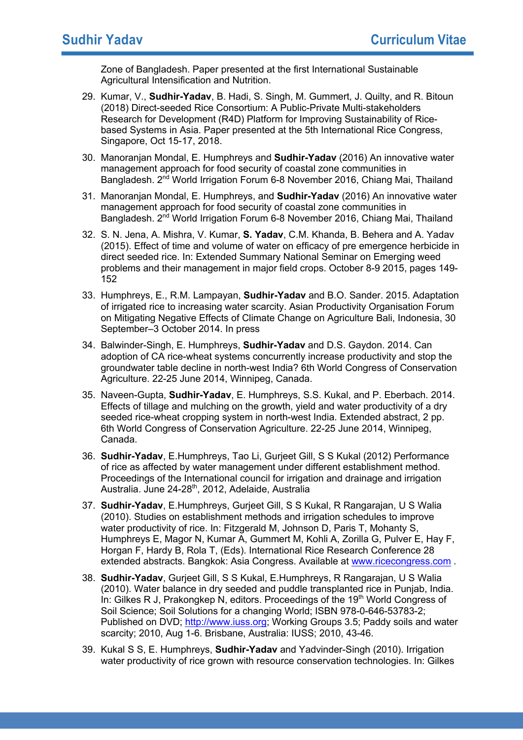Zone of Bangladesh. Paper presented at the first International Sustainable Agricultural Intensification and Nutrition.

29. Kumar, V., **Sudhir-Yadav**, B. Hadi, S. Singh, M. Gummert, J. Quilty, and R. Bitoun (2018) Direct-seeded Rice Consortium: A Public-Private Multi-stakeholders Research for Development (R4D) Platform for Improving Sustainability of Rice-based Systems in Asia. Paper presented at the 5th International Rice Congress, Singapore, Oct 15-17, 2018.

30. Manoranjan Mondal, E. Humphreys and **Sudhir-Yadav** (2016) An innovative water management approach for food security of coastal zone communities in Bangladesh. 2nd World Irrigation Forum 6-8 November 2016, Chiang Mai, Thailand

31. Manoranjan Mondal, E. Humphreys, and **Sudhir-Yadav** (2016) An innovative water management approach for food security of coastal zone communities in Bangladesh. 2nd World Irrigation Forum 6-8 November 2016, Chiang Mai, Thailand

32. S. N. Jena, A. Mishra, V. Kumar, **S. Yadav**, C.M. Khanda, B. Behera and A. Yadav (2015). Effect of time and volume of water on efficacy of pre emergence herbicide in direct seeded rice. In: Extended Summary National Seminar on Emerging weed problems and their management in major field crops. October 8-9 2015, pages 149-152

33. Humphreys, E., R.M. Lampayan, **Sudhir-Yadav** and B.O. Sander. 2015. Adaptation of irrigated rice to increasing water scarcity. Asian Productivity Organisation Forum on Mitigating Negative Effects of Climate Change on Agriculture Bali, Indonesia, 30 September–3 October 2014. In press

34. Balwinder-Singh, E. Humphreys, **Sudhir-Yadav** and D.S. Gaydon. 2014. Can adoption of CA rice-wheat systems concurrently increase productivity and stop the groundwater table decline in north-west India? 6th World Congress of Conservation Agriculture. 22-25 June 2014, Winnipeg, Canada.

35. Naveen-Gupta, **Sudhir-Yadav**, E. Humphreys, S.S. Kukal, and P. Eberbach. 2014. Effects of tillage and mulching on the growth, yield and water productivity of a dry seeded rice-wheat cropping system in north-west India. Extended abstract, 2 pp. 6th World Congress of Conservation Agriculture. 22-25 June 2014, Winnipeg, Canada.

36. **Sudhir-Yadav**, E.Humphreys, Tao Li, Gurjeet Gill, S S Kukal (2012) Performance of rice as affected by water management under different establishment method. Proceedings of the International council for irrigation and drainage and irrigation Australia. June 24-28th, 2012, Adelaide, Australia

37. **Sudhir-Yadav**, E.Humphreys, Gurjeet Gill, S S Kukal, R Rangarajan, U S Walia (2010). Studies on establishment methods and irrigation schedules to improve water productivity of rice. In: Fitzgerald M, Johnson D, Paris T, Mohanty S, Humphreys E, Magor N, Kumar A, Gummert M, Kohli A, Zorilla G, Pulver E, Hay F, Horgan F, Hardy B, Rola T, (Eds). International Rice Research Conference 28 extended abstracts. Bangkok: Asia Congress. Available at www.ricecongress.com .

38. **Sudhir-Yadav**, Gurjeet Gill, S S Kukal, E.Humphreys, R Rangarajan, U S Walia (2010). Water balance in dry seeded and puddle transplanted rice in Punjab, India. In: Gilkes R J, Prakongkep N, editors. Proceedings of the 19th World Congress of Soil Science; Soil Solutions for a changing World; ISBN 978-0-646-53783-2; Published on DVD; http://www.iuss.org; Working Groups 3.5; Paddy soils and water scarcity; 2010, Aug 1-6. Brisbane, Australia: IUSS; 2010, 43-46.

39. Kukal S S, E. Humphreys, **Sudhir-Yadav** and Yadvinder-Singh (2010). Irrigation water productivity of rice grown with resource conservation technologies. In: Gilkes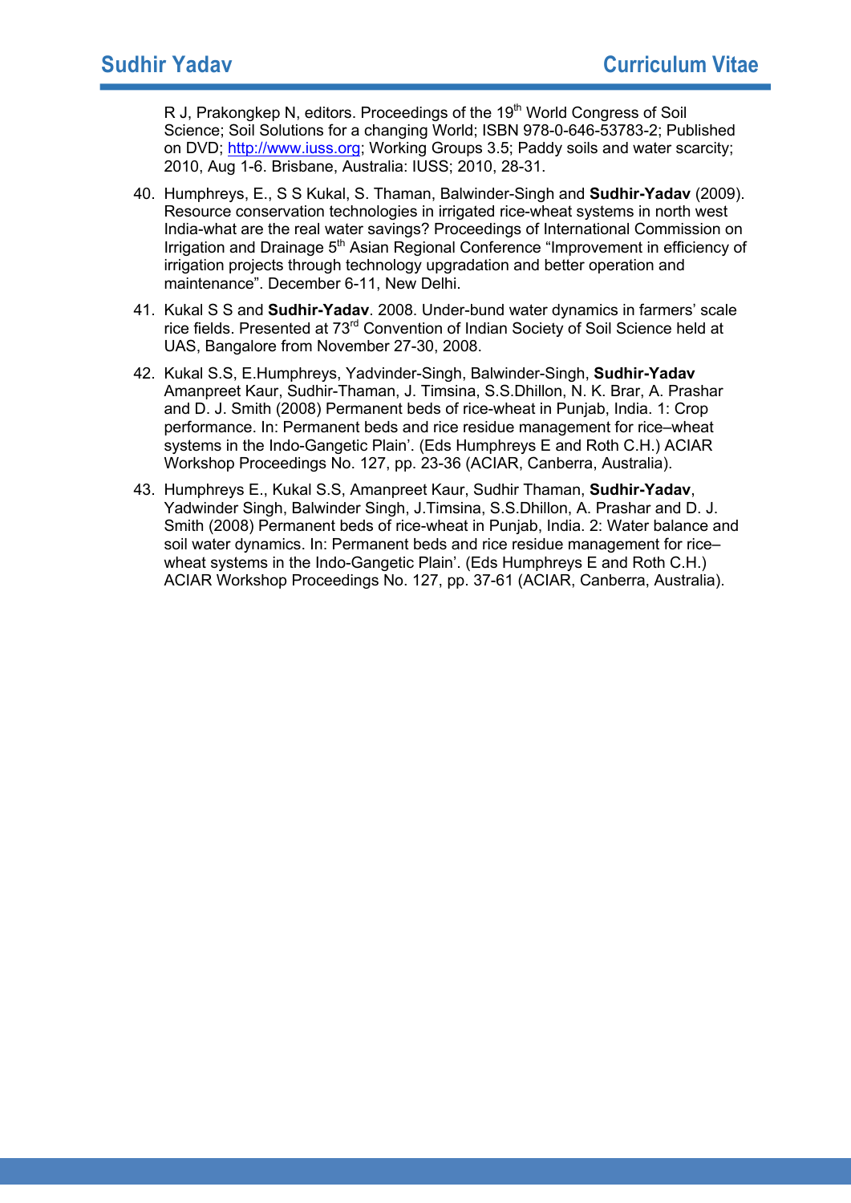R J, Prakongkep N, editors. Proceedings of the 19th World Congress of Soil Science; Soil Solutions for a changing World; ISBN 978-0-646-53783-2; Published on DVD; http://www.iuss.org; Working Groups 3.5; Paddy soils and water scarcity; 2010, Aug 1-6. Brisbane, Australia: IUSS; 2010, 28-31.

40. Humphreys, E., S S Kukal, S. Thaman, Balwinder-Singh and **Sudhir-Yadav** (2009). Resource conservation technologies in irrigated rice-wheat systems in north west India-what are the real water savings? Proceedings of International Commission on Irrigation and Drainage 5th Asian Regional Conference "Improvement in efficiency of irrigation projects through technology upgradation and better operation and maintenance". December 6-11, New Delhi.
41. Kukal S S and **Sudhir-Yadav**. 2008. Under-bund water dynamics in farmers' scale rice fields. Presented at 73rd Convention of Indian Society of Soil Science held at UAS, Bangalore from November 27-30, 2008.
42. Kukal S.S, E.Humphreys, Yadvinder-Singh, Balwinder-Singh, **Sudhir-Yadav** Amanpreet Kaur, Sudhir-Thaman, J. Timsina, S.S.Dhillon, N. K. Brar, A. Prashar and D. J. Smith (2008) Permanent beds of rice-wheat in Punjab, India. 1: Crop performance. In: Permanent beds and rice residue management for rice–wheat systems in the Indo-Gangetic Plain'. (Eds Humphreys E and Roth C.H.) ACIAR Workshop Proceedings No. 127, pp. 23-36 (ACIAR, Canberra, Australia).
43. Humphreys E., Kukal S.S, Amanpreet Kaur, Sudhir Thaman, **Sudhir-Yadav**, Yadwinder Singh, Balwinder Singh, J.Timsina, S.S.Dhillon, A. Prashar and D. J. Smith (2008) Permanent beds of rice-wheat in Punjab, India. 2: Water balance and soil water dynamics. In: Permanent beds and rice residue management for rice–wheat systems in the Indo-Gangetic Plain'. (Eds Humphreys E and Roth C.H.) ACIAR Workshop Proceedings No. 127, pp. 37-61 (ACIAR, Canberra, Australia).